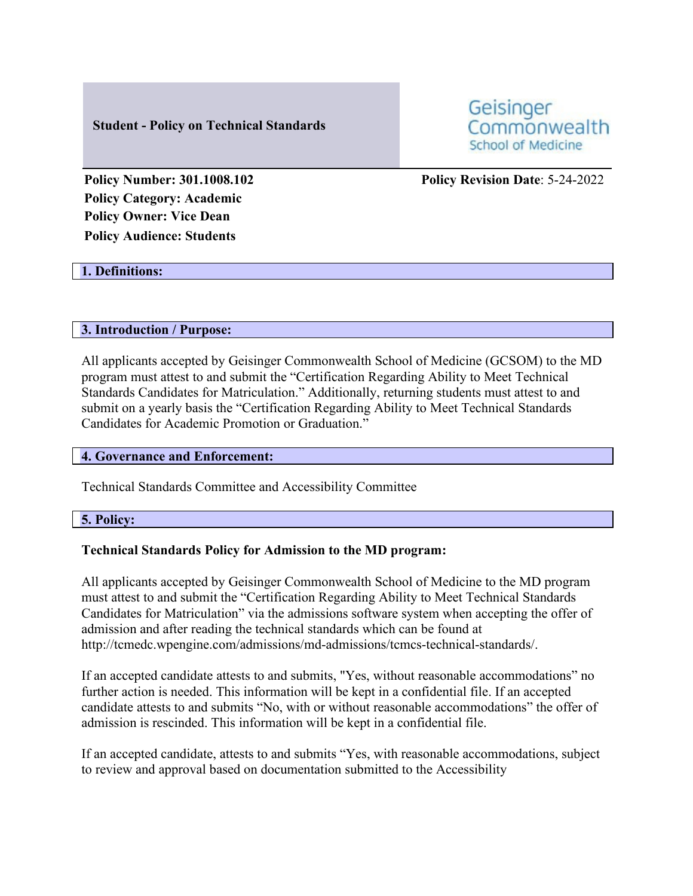**Student - Policy on Technical Standards**

Geisinger Commonwealth School of Medicine

**Policy Number: 301.1008.102**
**Policy Category: Academic**
**Policy Owner: Vice Dean**
**Policy Audience: Students**

**Policy Revision Date**: 5-24-2022

## 1. Definitions:

## 3. Introduction / Purpose:

All applicants accepted by Geisinger Commonwealth School of Medicine (GCSOM) to the MD program must attest to and submit the "Certification Regarding Ability to Meet Technical Standards Candidates for Matriculation." Additionally, returning students must attest to and submit on a yearly basis the "Certification Regarding Ability to Meet Technical Standards Candidates for Academic Promotion or Graduation."

## 4. Governance and Enforcement:

Technical Standards Committee and Accessibility Committee

## 5. Policy:

**Technical Standards Policy for Admission to the MD program:**

All applicants accepted by Geisinger Commonwealth School of Medicine to the MD program must attest to and submit the "Certification Regarding Ability to Meet Technical Standards Candidates for Matriculation" via the admissions software system when accepting the offer of admission and after reading the technical standards which can be found at http://tcmedc.wpengine.com/admissions/md-admissions/tcmcs-technical-standards/.

If an accepted candidate attests to and submits, "Yes, without reasonable accommodations" no further action is needed. This information will be kept in a confidential file. If an accepted candidate attests to and submits "No, with or without reasonable accommodations" the offer of admission is rescinded. This information will be kept in a confidential file.

If an accepted candidate, attests to and submits "Yes, with reasonable accommodations, subject to review and approval based on documentation submitted to the Accessibility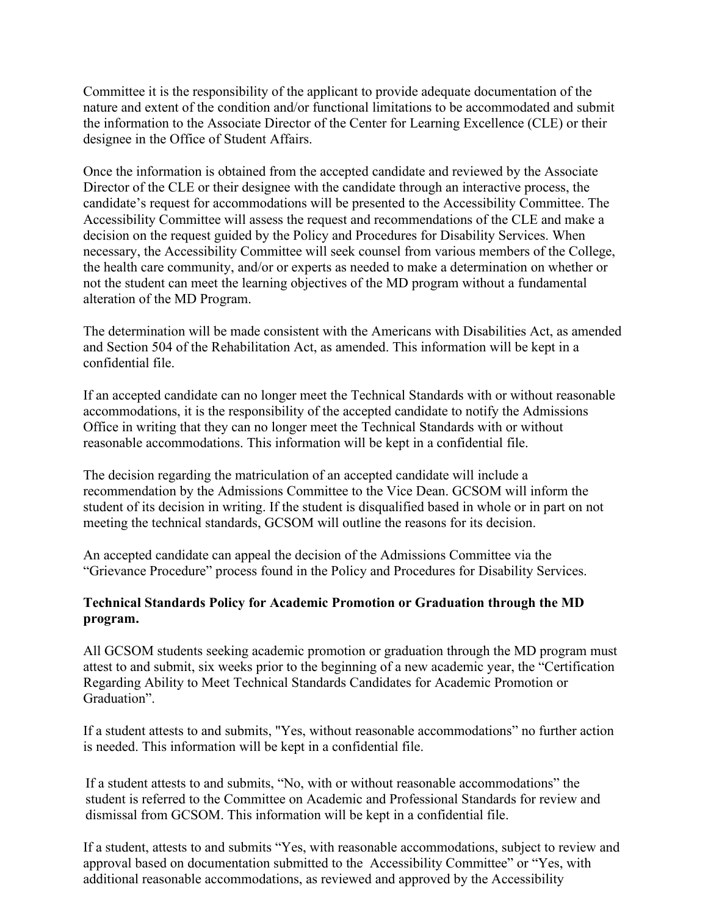Committee it is the responsibility of the applicant to provide adequate documentation of the nature and extent of the condition and/or functional limitations to be accommodated and submit the information to the Associate Director of the Center for Learning Excellence (CLE) or their designee in the Office of Student Affairs.

Once the information is obtained from the accepted candidate and reviewed by the Associate Director of the CLE or their designee with the candidate through an interactive process, the candidate's request for accommodations will be presented to the Accessibility Committee. The Accessibility Committee will assess the request and recommendations of the CLE and make a decision on the request guided by the Policy and Procedures for Disability Services. When necessary, the Accessibility Committee will seek counsel from various members of the College, the health care community, and/or or experts as needed to make a determination on whether or not the student can meet the learning objectives of the MD program without a fundamental alteration of the MD Program.

The determination will be made consistent with the Americans with Disabilities Act, as amended and Section 504 of the Rehabilitation Act, as amended. This information will be kept in a confidential file.

If an accepted candidate can no longer meet the Technical Standards with or without reasonable accommodations, it is the responsibility of the accepted candidate to notify the Admissions Office in writing that they can no longer meet the Technical Standards with or without reasonable accommodations. This information will be kept in a confidential file.

The decision regarding the matriculation of an accepted candidate will include a recommendation by the Admissions Committee to the Vice Dean. GCSOM will inform the student of its decision in writing. If the student is disqualified based in whole or in part on not meeting the technical standards, GCSOM will outline the reasons for its decision.

An accepted candidate can appeal the decision of the Admissions Committee via the "Grievance Procedure" process found in the Policy and Procedures for Disability Services.

**Technical Standards Policy for Academic Promotion or Graduation through the MD program.**

All GCSOM students seeking academic promotion or graduation through the MD program must attest to and submit, six weeks prior to the beginning of a new academic year, the "Certification Regarding Ability to Meet Technical Standards Candidates for Academic Promotion or Graduation".

If a student attests to and submits, "Yes, without reasonable accommodations" no further action is needed. This information will be kept in a confidential file.

If a student attests to and submits, "No, with or without reasonable accommodations" the student is referred to the Committee on Academic and Professional Standards for review and dismissal from GCSOM. This information will be kept in a confidential file.

If a student, attests to and submits "Yes, with reasonable accommodations, subject to review and approval based on documentation submitted to the Accessibility Committee" or "Yes, with additional reasonable accommodations, as reviewed and approved by the Accessibility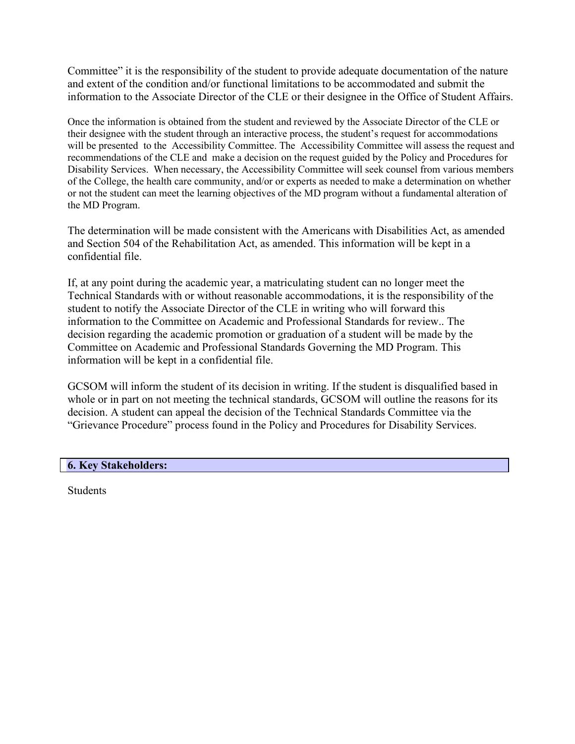Committee" it is the responsibility of the student to provide adequate documentation of the nature and extent of the condition and/or functional limitations to be accommodated and submit the information to the Associate Director of the CLE or their designee in the Office of Student Affairs.

Once the information is obtained from the student and reviewed by the Associate Director of the CLE or their designee with the student through an interactive process, the student's request for accommodations will be presented to the Accessibility Committee. The Accessibility Committee will assess the request and recommendations of the CLE and make a decision on the request guided by the Policy and Procedures for Disability Services. When necessary, the Accessibility Committee will seek counsel from various members of the College, the health care community, and/or or experts as needed to make a determination on whether or not the student can meet the learning objectives of the MD program without a fundamental alteration of the MD Program.

The determination will be made consistent with the Americans with Disabilities Act, as amended and Section 504 of the Rehabilitation Act, as amended. This information will be kept in a confidential file.

If, at any point during the academic year, a matriculating student can no longer meet the Technical Standards with or without reasonable accommodations, it is the responsibility of the student to notify the Associate Director of the CLE in writing who will forward this information to the Committee on Academic and Professional Standards for review.. The decision regarding the academic promotion or graduation of a student will be made by the Committee on Academic and Professional Standards Governing the MD Program. This information will be kept in a confidential file.

GCSOM will inform the student of its decision in writing. If the student is disqualified based in whole or in part on not meeting the technical standards, GCSOM will outline the reasons for its decision. A student can appeal the decision of the Technical Standards Committee via the "Grievance Procedure" process found in the Policy and Procedures for Disability Services.

## 6. Key Stakeholders:

Students